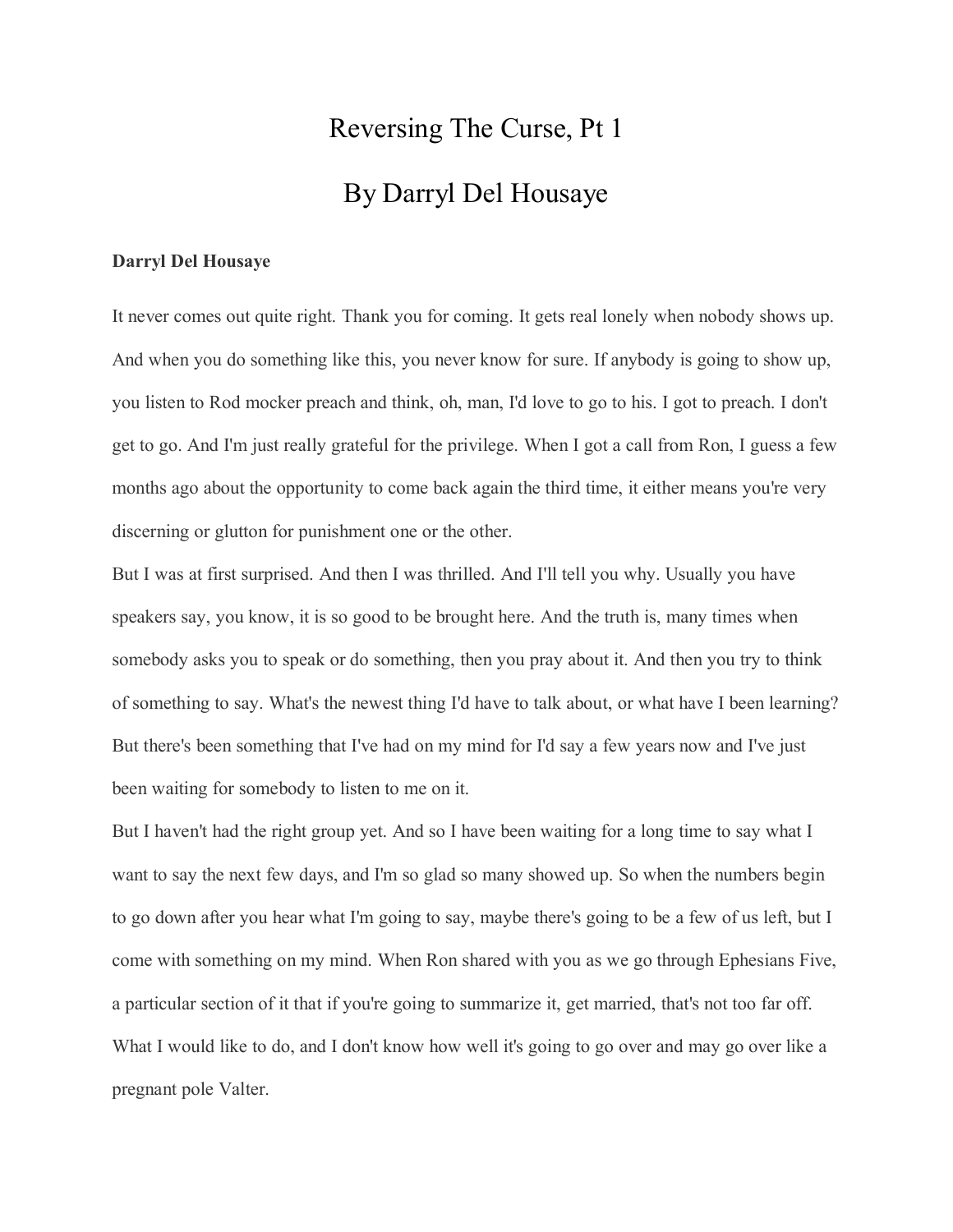# Reversing The Curse, Pt 1

# By Darryl Del Housaye

**Darryl Del Housaye**

It never comes out quite right. Thank you for coming. It gets real lonely when nobody shows up. And when you do something like this, you never know for sure. If anybody is going to show up, you listen to Rod mocker preach and think, oh, man, I'd love to go to his. I got to preach. I don't get to go. And I'm just really grateful for the privilege. When I got a call from Ron, I guess a few months ago about the opportunity to come back again the third time, it either means you're very discerning or glutton for punishment one or the other.

But I was at first surprised. And then I was thrilled. And I'll tell you why. Usually you have speakers say, you know, it is so good to be brought here. And the truth is, many times when somebody asks you to speak or do something, then you pray about it. And then you try to think of something to say. What's the newest thing I'd have to talk about, or what have I been learning? But there's been something that I've had on my mind for I'd say a few years now and I've just been waiting for somebody to listen to me on it.

But I haven't had the right group yet. And so I have been waiting for a long time to say what I want to say the next few days, and I'm so glad so many showed up. So when the numbers begin to go down after you hear what I'm going to say, maybe there's going to be a few of us left, but I come with something on my mind. When Ron shared with you as we go through Ephesians Five, a particular section of it that if you're going to summarize it, get married, that's not too far off. What I would like to do, and I don't know how well it's going to go over and may go over like a pregnant pole Valter.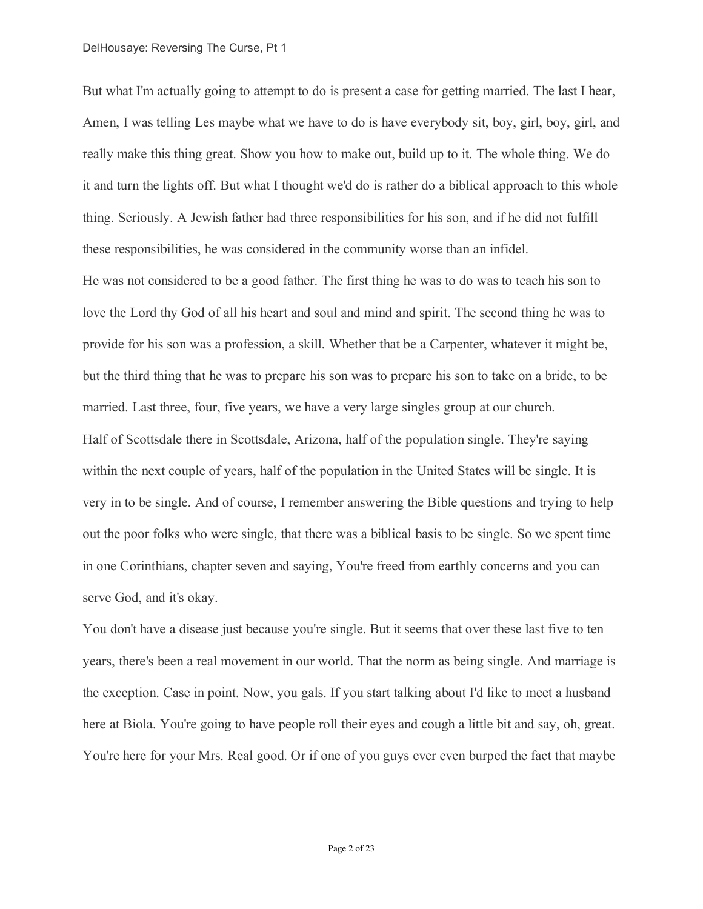But what I'm actually going to attempt to do is present a case for getting married. The last I hear, Amen, I was telling Les maybe what we have to do is have everybody sit, boy, girl, boy, girl, and really make this thing great. Show you how to make out, build up to it. The whole thing. We do it and turn the lights off. But what I thought we'd do is rather do a biblical approach to this whole thing. Seriously. A Jewish father had three responsibilities for his son, and if he did not fulfill these responsibilities, he was considered in the community worse than an infidel.

He was not considered to be a good father. The first thing he was to do was to teach his son to love the Lord thy God of all his heart and soul and mind and spirit. The second thing he was to provide for his son was a profession, a skill. Whether that be a Carpenter, whatever it might be, but the third thing that he was to prepare his son was to prepare his son to take on a bride, to be married. Last three, four, five years, we have a very large singles group at our church.

Half of Scottsdale there in Scottsdale, Arizona, half of the population single. They're saying within the next couple of years, half of the population in the United States will be single. It is very in to be single. And of course, I remember answering the Bible questions and trying to help out the poor folks who were single, that there was a biblical basis to be single. So we spent time in one Corinthians, chapter seven and saying, You're freed from earthly concerns and you can serve God, and it's okay.

You don't have a disease just because you're single. But it seems that over these last five to ten years, there's been a real movement in our world. That the norm as being single. And marriage is the exception. Case in point. Now, you gals. If you start talking about I'd like to meet a husband here at Biola. You're going to have people roll their eyes and cough a little bit and say, oh, great. You're here for your Mrs. Real good. Or if one of you guys ever even burped the fact that maybe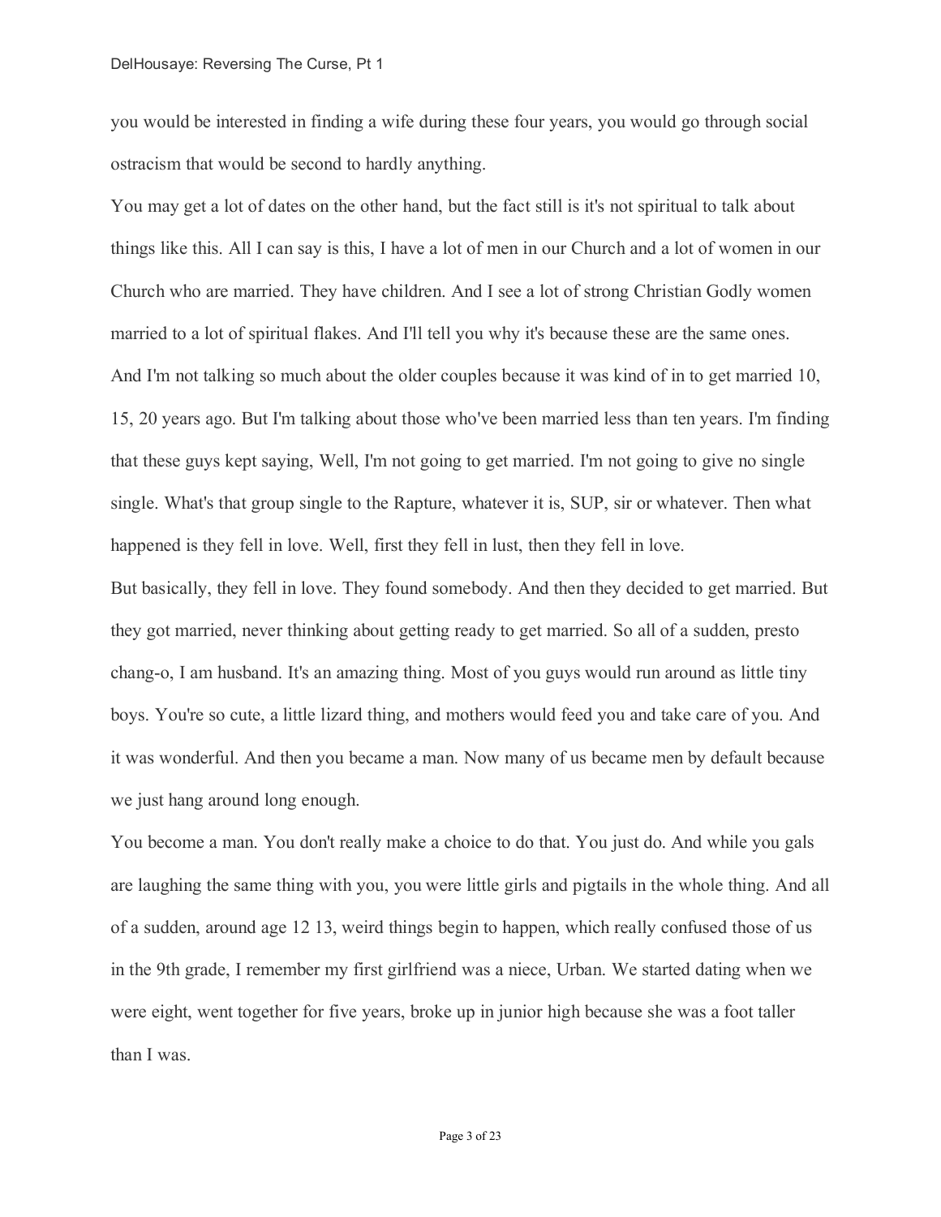you would be interested in finding a wife during these four years, you would go through social ostracism that would be second to hardly anything.

You may get a lot of dates on the other hand, but the fact still is it's not spiritual to talk about things like this. All I can say is this, I have a lot of men in our Church and a lot of women in our Church who are married. They have children. And I see a lot of strong Christian Godly women married to a lot of spiritual flakes. And I'll tell you why it's because these are the same ones. And I'm not talking so much about the older couples because it was kind of in to get married 10, 15, 20 years ago. But I'm talking about those who've been married less than ten years. I'm finding that these guys kept saying, Well, I'm not going to get married. I'm not going to give no single single. What's that group single to the Rapture, whatever it is, SUP, sir or whatever. Then what happened is they fell in love. Well, first they fell in lust, then they fell in love.

But basically, they fell in love. They found somebody. And then they decided to get married. But they got married, never thinking about getting ready to get married. So all of a sudden, presto chang-o, I am husband. It's an amazing thing. Most of you guys would run around as little tiny boys. You're so cute, a little lizard thing, and mothers would feed you and take care of you. And it was wonderful. And then you became a man. Now many of us became men by default because we just hang around long enough.

You become a man. You don't really make a choice to do that. You just do. And while you gals are laughing the same thing with you, you were little girls and pigtails in the whole thing. And all of a sudden, around age 12 13, weird things begin to happen, which really confused those of us in the 9th grade, I remember my first girlfriend was a niece, Urban. We started dating when we were eight, went together for five years, broke up in junior high because she was a foot taller than I was.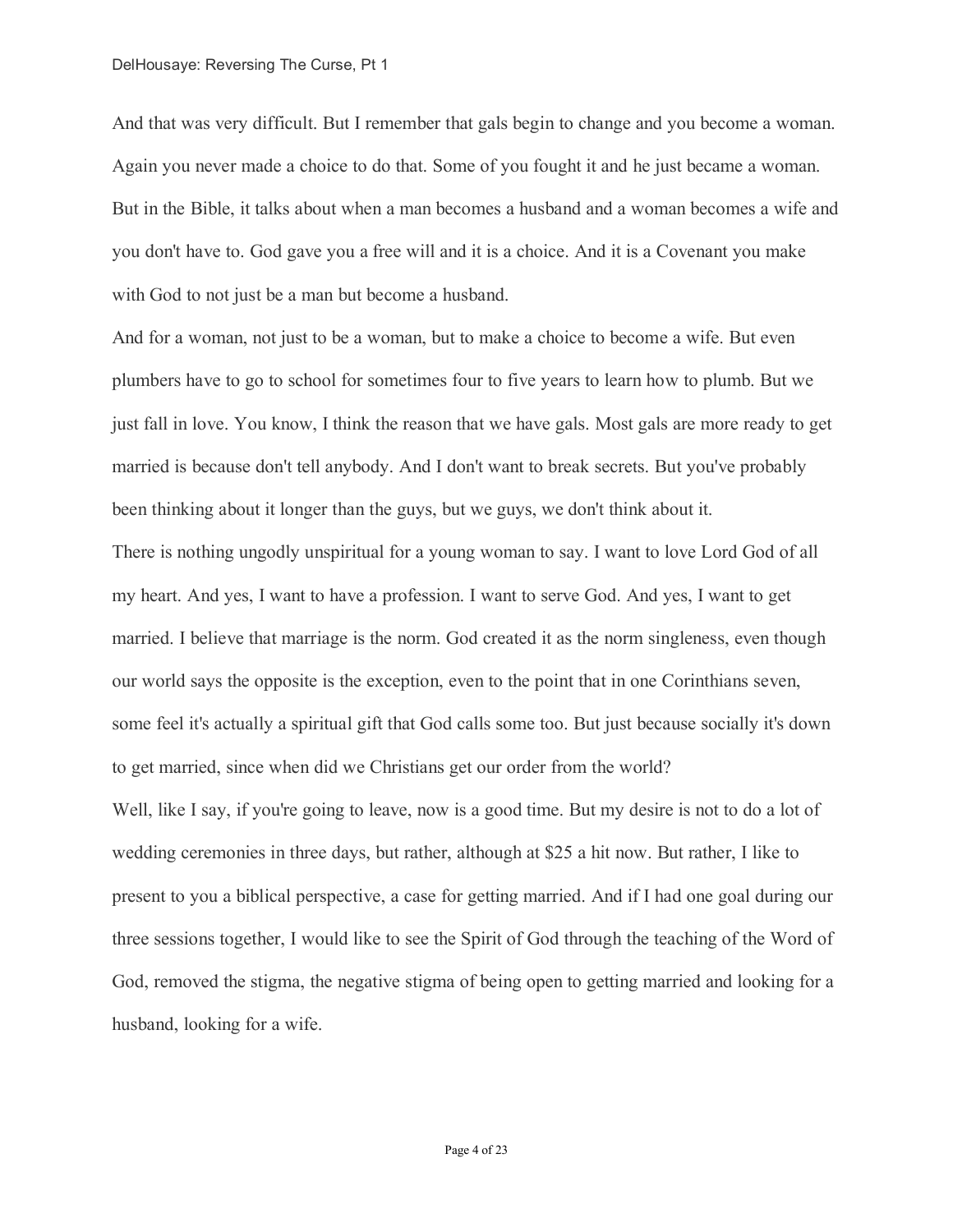And that was very difficult. But I remember that gals begin to change and you become a woman. Again you never made a choice to do that. Some of you fought it and he just became a woman. But in the Bible, it talks about when a man becomes a husband and a woman becomes a wife and you don't have to. God gave you a free will and it is a choice. And it is a Covenant you make with God to not just be a man but become a husband.

And for a woman, not just to be a woman, but to make a choice to become a wife. But even plumbers have to go to school for sometimes four to five years to learn how to plumb. But we just fall in love. You know, I think the reason that we have gals. Most gals are more ready to get married is because don't tell anybody. And I don't want to break secrets. But you've probably been thinking about it longer than the guys, but we guys, we don't think about it.

There is nothing ungodly unspiritual for a young woman to say. I want to love Lord God of all my heart. And yes, I want to have a profession. I want to serve God. And yes, I want to get married. I believe that marriage is the norm. God created it as the norm singleness, even though our world says the opposite is the exception, even to the point that in one Corinthians seven, some feel it's actually a spiritual gift that God calls some too. But just because socially it's down to get married, since when did we Christians get our order from the world?

Well, like I say, if you're going to leave, now is a good time. But my desire is not to do a lot of wedding ceremonies in three days, but rather, although at $25 a hit now. But rather, I like to present to you a biblical perspective, a case for getting married. And if I had one goal during our three sessions together, I would like to see the Spirit of God through the teaching of the Word of God, removed the stigma, the negative stigma of being open to getting married and looking for a husband, looking for a wife.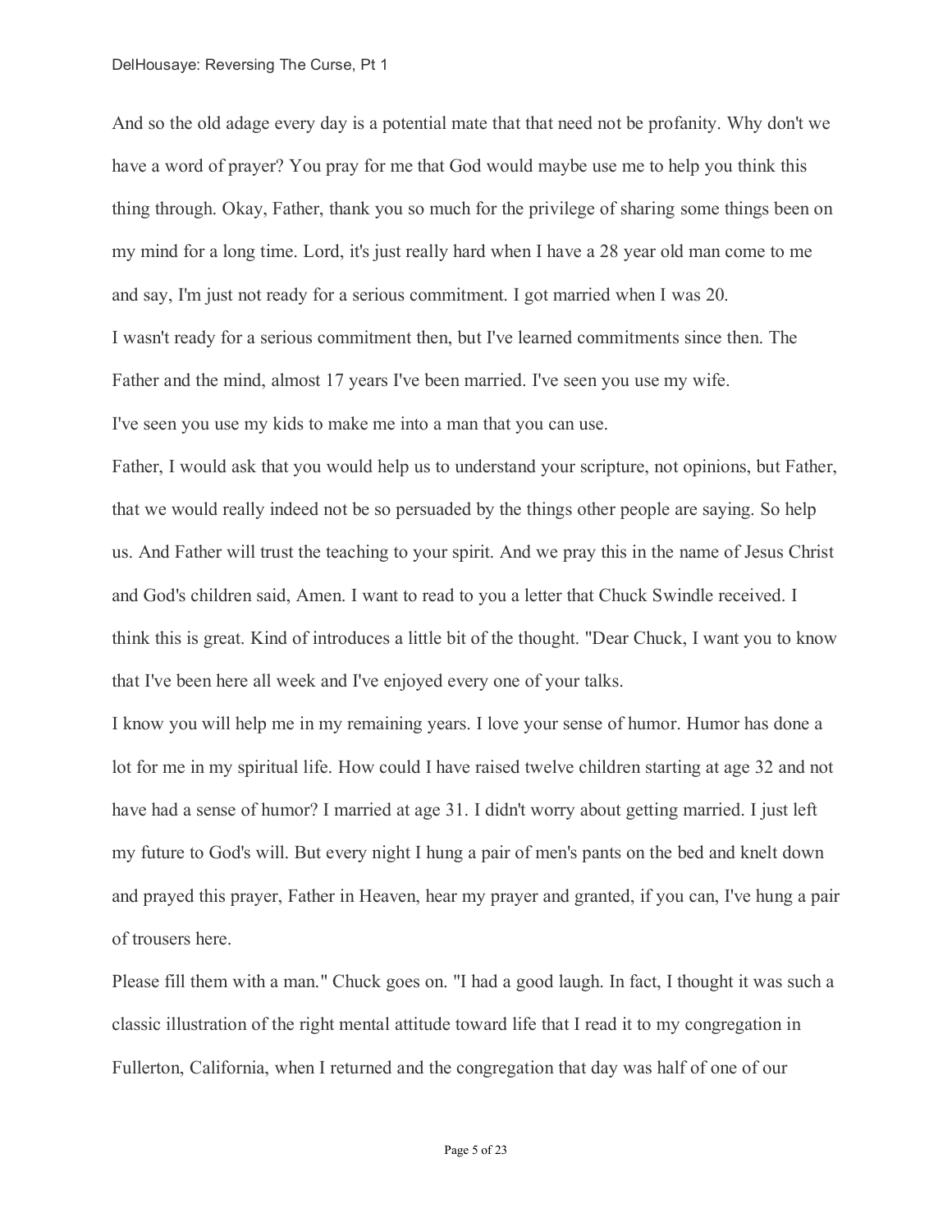And so the old adage every day is a potential mate that that need not be profanity. Why don't we have a word of prayer? You pray for me that God would maybe use me to help you think this thing through. Okay, Father, thank you so much for the privilege of sharing some things been on my mind for a long time. Lord, it's just really hard when I have a 28 year old man come to me and say, I'm just not ready for a serious commitment. I got married when I was 20.

I wasn't ready for a serious commitment then, but I've learned commitments since then. The Father and the mind, almost 17 years I've been married. I've seen you use my wife.

I've seen you use my kids to make me into a man that you can use.

Father, I would ask that you would help us to understand your scripture, not opinions, but Father, that we would really indeed not be so persuaded by the things other people are saying. So help us. And Father will trust the teaching to your spirit. And we pray this in the name of Jesus Christ and God's children said, Amen. I want to read to you a letter that Chuck Swindle received. I think this is great. Kind of introduces a little bit of the thought. "Dear Chuck, I want you to know that I've been here all week and I've enjoyed every one of your talks.

I know you will help me in my remaining years. I love your sense of humor. Humor has done a lot for me in my spiritual life. How could I have raised twelve children starting at age 32 and not have had a sense of humor? I married at age 31. I didn't worry about getting married. I just left my future to God's will. But every night I hung a pair of men's pants on the bed and knelt down and prayed this prayer, Father in Heaven, hear my prayer and granted, if you can, I've hung a pair of trousers here.

Please fill them with a man." Chuck goes on. "I had a good laugh. In fact, I thought it was such a classic illustration of the right mental attitude toward life that I read it to my congregation in Fullerton, California, when I returned and the congregation that day was half of one of our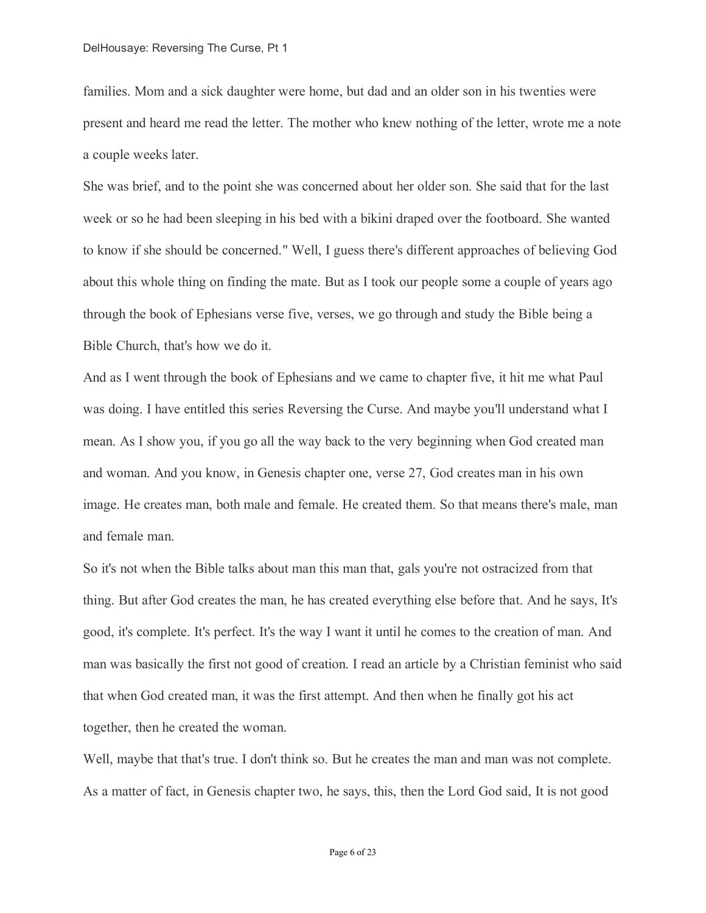families. Mom and a sick daughter were home, but dad and an older son in his twenties were present and heard me read the letter. The mother who knew nothing of the letter, wrote me a note a couple weeks later.

She was brief, and to the point she was concerned about her older son. She said that for the last week or so he had been sleeping in his bed with a bikini draped over the footboard. She wanted to know if she should be concerned." Well, I guess there's different approaches of believing God about this whole thing on finding the mate. But as I took our people some a couple of years ago through the book of Ephesians verse five, verses, we go through and study the Bible being a Bible Church, that's how we do it.

And as I went through the book of Ephesians and we came to chapter five, it hit me what Paul was doing. I have entitled this series Reversing the Curse. And maybe you'll understand what I mean. As I show you, if you go all the way back to the very beginning when God created man and woman. And you know, in Genesis chapter one, verse 27, God creates man in his own image. He creates man, both male and female. He created them. So that means there's male, man and female man.

So it's not when the Bible talks about man this man that, gals you're not ostracized from that thing. But after God creates the man, he has created everything else before that. And he says, It's good, it's complete. It's perfect. It's the way I want it until he comes to the creation of man. And man was basically the first not good of creation. I read an article by a Christian feminist who said that when God created man, it was the first attempt. And then when he finally got his act together, then he created the woman.

Well, maybe that that's true. I don't think so. But he creates the man and man was not complete. As a matter of fact, in Genesis chapter two, he says, this, then the Lord God said, It is not good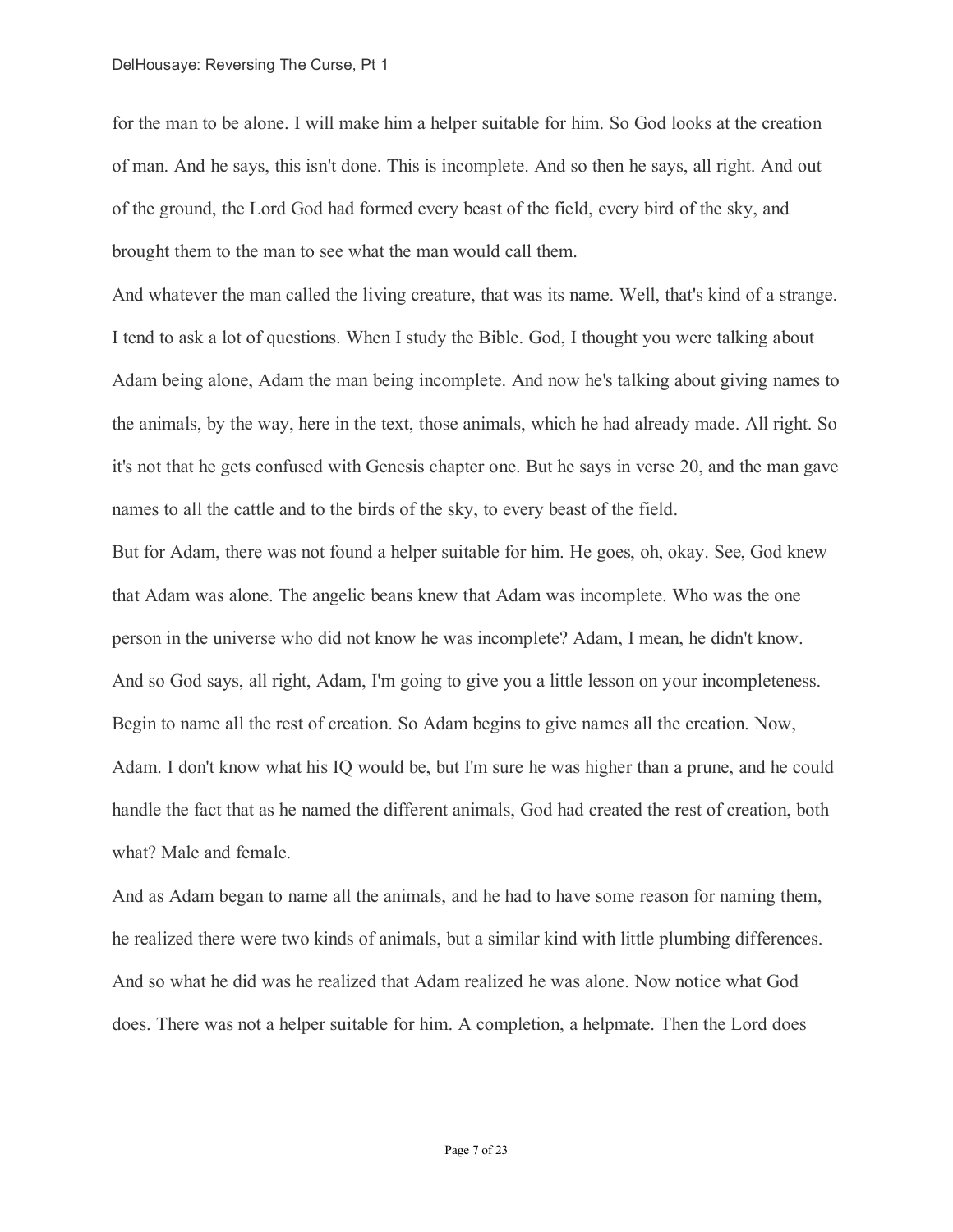for the man to be alone. I will make him a helper suitable for him. So God looks at the creation of man. And he says, this isn't done. This is incomplete. And so then he says, all right. And out of the ground, the Lord God had formed every beast of the field, every bird of the sky, and brought them to the man to see what the man would call them.

And whatever the man called the living creature, that was its name. Well, that's kind of a strange. I tend to ask a lot of questions. When I study the Bible. God, I thought you were talking about Adam being alone, Adam the man being incomplete. And now he's talking about giving names to the animals, by the way, here in the text, those animals, which he had already made. All right. So it's not that he gets confused with Genesis chapter one. But he says in verse 20, and the man gave names to all the cattle and to the birds of the sky, to every beast of the field.

But for Adam, there was not found a helper suitable for him. He goes, oh, okay. See, God knew that Adam was alone. The angelic beans knew that Adam was incomplete. Who was the one person in the universe who did not know he was incomplete? Adam, I mean, he didn't know. And so God says, all right, Adam, I'm going to give you a little lesson on your incompleteness. Begin to name all the rest of creation. So Adam begins to give names all the creation. Now, Adam. I don't know what his IQ would be, but I'm sure he was higher than a prune, and he could handle the fact that as he named the different animals, God had created the rest of creation, both what? Male and female.

And as Adam began to name all the animals, and he had to have some reason for naming them, he realized there were two kinds of animals, but a similar kind with little plumbing differences. And so what he did was he realized that Adam realized he was alone. Now notice what God does. There was not a helper suitable for him. A completion, a helpmate. Then the Lord does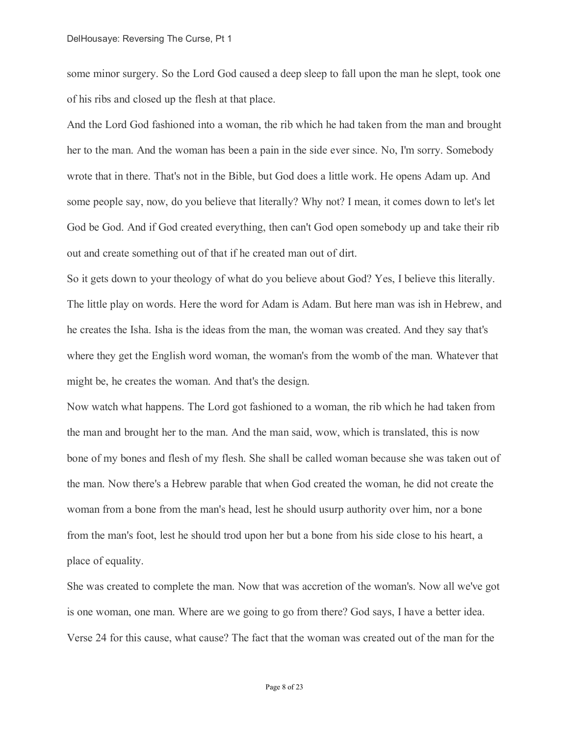some minor surgery. So the Lord God caused a deep sleep to fall upon the man he slept, took one of his ribs and closed up the flesh at that place.

And the Lord God fashioned into a woman, the rib which he had taken from the man and brought her to the man. And the woman has been a pain in the side ever since. No, I'm sorry. Somebody wrote that in there. That's not in the Bible, but God does a little work. He opens Adam up. And some people say, now, do you believe that literally? Why not? I mean, it comes down to let's let God be God. And if God created everything, then can't God open somebody up and take their rib out and create something out of that if he created man out of dirt.

So it gets down to your theology of what do you believe about God? Yes, I believe this literally. The little play on words. Here the word for Adam is Adam. But here man was ish in Hebrew, and he creates the Isha. Isha is the ideas from the man, the woman was created. And they say that's where they get the English word woman, the woman's from the womb of the man. Whatever that might be, he creates the woman. And that's the design.

Now watch what happens. The Lord got fashioned to a woman, the rib which he had taken from the man and brought her to the man. And the man said, wow, which is translated, this is now bone of my bones and flesh of my flesh. She shall be called woman because she was taken out of the man. Now there's a Hebrew parable that when God created the woman, he did not create the woman from a bone from the man's head, lest he should usurp authority over him, nor a bone from the man's foot, lest he should trod upon her but a bone from his side close to his heart, a place of equality.

She was created to complete the man. Now that was accretion of the woman's. Now all we've got is one woman, one man. Where are we going to go from there? God says, I have a better idea. Verse 24 for this cause, what cause? The fact that the woman was created out of the man for the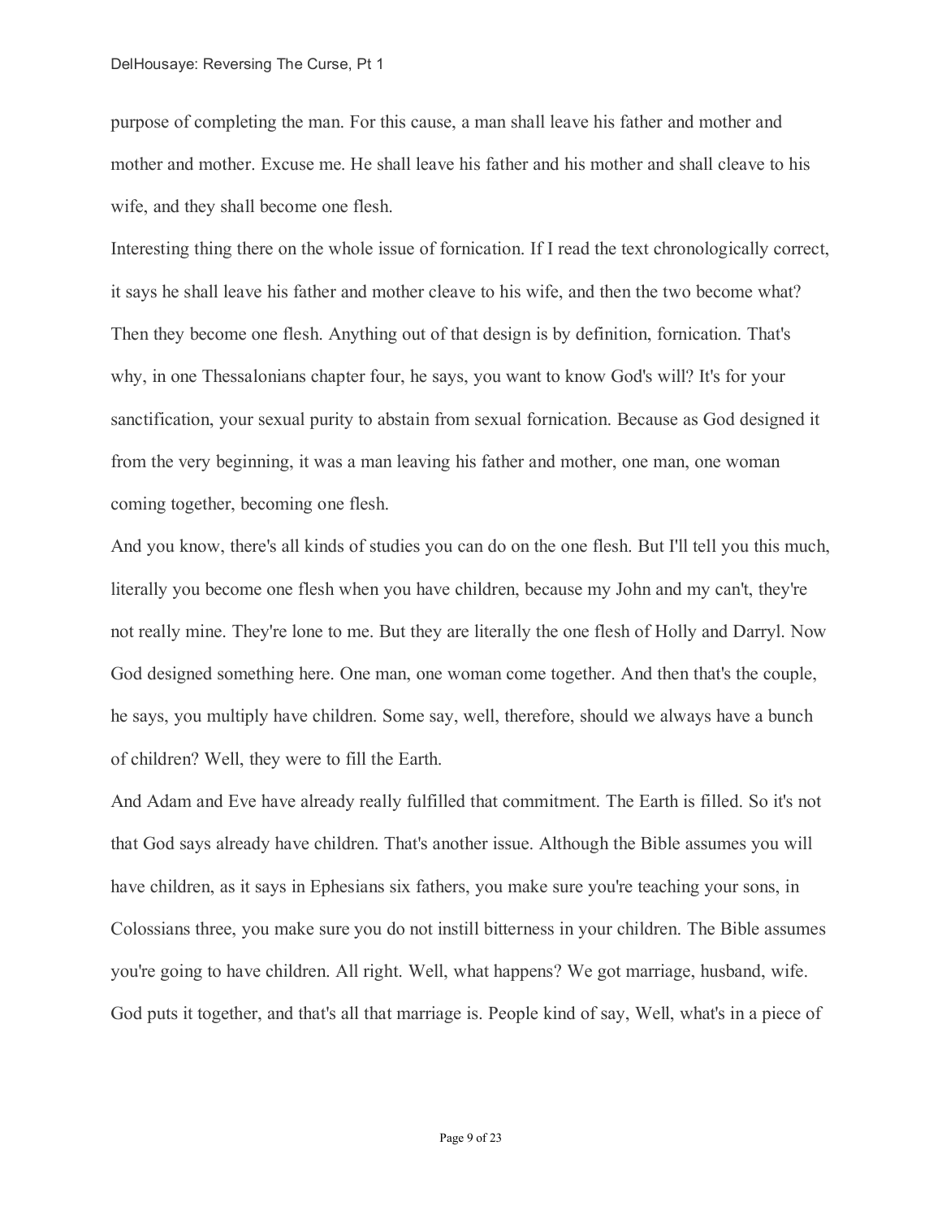purpose of completing the man. For this cause, a man shall leave his father and mother and mother and mother. Excuse me. He shall leave his father and his mother and shall cleave to his wife, and they shall become one flesh.

Interesting thing there on the whole issue of fornication. If I read the text chronologically correct, it says he shall leave his father and mother cleave to his wife, and then the two become what? Then they become one flesh. Anything out of that design is by definition, fornication. That's why, in one Thessalonians chapter four, he says, you want to know God's will? It's for your sanctification, your sexual purity to abstain from sexual fornication. Because as God designed it from the very beginning, it was a man leaving his father and mother, one man, one woman coming together, becoming one flesh.

And you know, there's all kinds of studies you can do on the one flesh. But I'll tell you this much, literally you become one flesh when you have children, because my John and my can't, they're not really mine. They're lone to me. But they are literally the one flesh of Holly and Darryl. Now God designed something here. One man, one woman come together. And then that's the couple, he says, you multiply have children. Some say, well, therefore, should we always have a bunch of children? Well, they were to fill the Earth.

And Adam and Eve have already really fulfilled that commitment. The Earth is filled. So it's not that God says already have children. That's another issue. Although the Bible assumes you will have children, as it says in Ephesians six fathers, you make sure you're teaching your sons, in Colossians three, you make sure you do not instill bitterness in your children. The Bible assumes you're going to have children. All right. Well, what happens? We got marriage, husband, wife. God puts it together, and that's all that marriage is. People kind of say, Well, what's in a piece of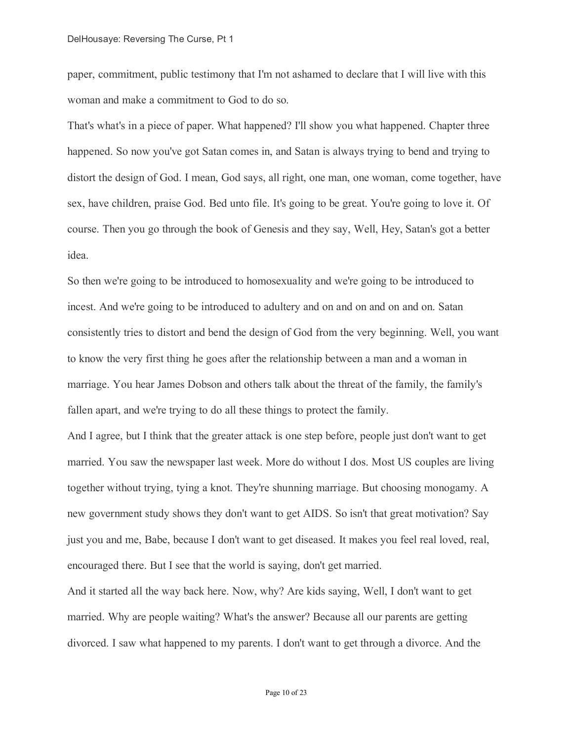paper, commitment, public testimony that I'm not ashamed to declare that I will live with this woman and make a commitment to God to do so.

That's what's in a piece of paper. What happened? I'll show you what happened. Chapter three happened. So now you've got Satan comes in, and Satan is always trying to bend and trying to distort the design of God. I mean, God says, all right, one man, one woman, come together, have sex, have children, praise God. Bed unto file. It's going to be great. You're going to love it. Of course. Then you go through the book of Genesis and they say, Well, Hey, Satan's got a better idea.

So then we're going to be introduced to homosexuality and we're going to be introduced to incest. And we're going to be introduced to adultery and on and on and on and on. Satan consistently tries to distort and bend the design of God from the very beginning. Well, you want to know the very first thing he goes after the relationship between a man and a woman in marriage. You hear James Dobson and others talk about the threat of the family, the family's fallen apart, and we're trying to do all these things to protect the family.

And I agree, but I think that the greater attack is one step before, people just don't want to get married. You saw the newspaper last week. More do without I dos. Most US couples are living together without trying, tying a knot. They're shunning marriage. But choosing monogamy. A new government study shows they don't want to get AIDS. So isn't that great motivation? Say just you and me, Babe, because I don't want to get diseased. It makes you feel real loved, real, encouraged there. But I see that the world is saying, don't get married.

And it started all the way back here. Now, why? Are kids saying, Well, I don't want to get married. Why are people waiting? What's the answer? Because all our parents are getting divorced. I saw what happened to my parents. I don't want to get through a divorce. And the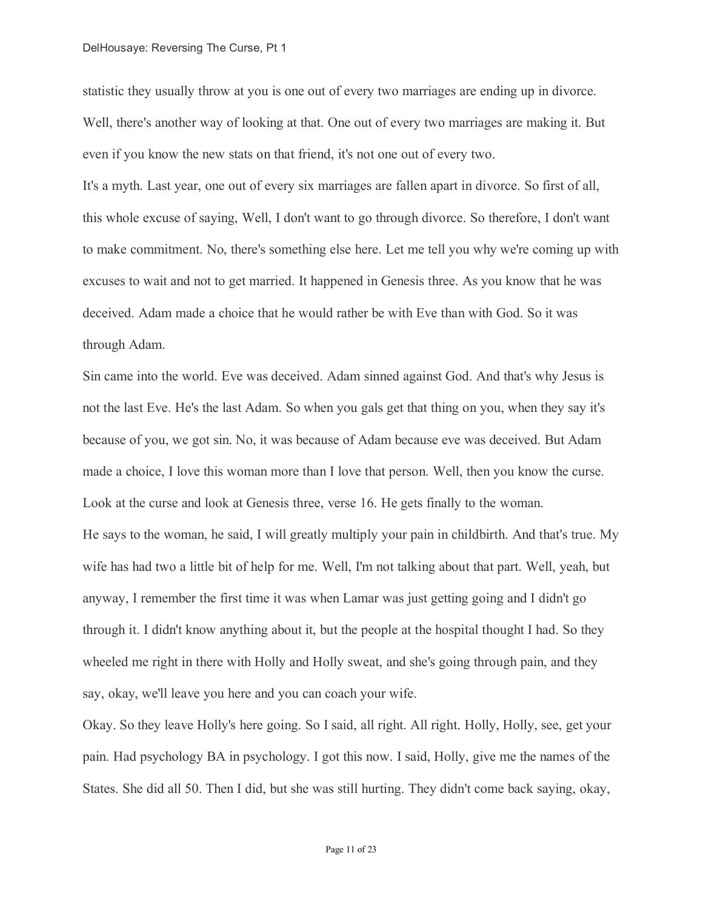statistic they usually throw at you is one out of every two marriages are ending up in divorce. Well, there's another way of looking at that. One out of every two marriages are making it. But even if you know the new stats on that friend, it's not one out of every two.

It's a myth. Last year, one out of every six marriages are fallen apart in divorce. So first of all, this whole excuse of saying, Well, I don't want to go through divorce. So therefore, I don't want to make commitment. No, there's something else here. Let me tell you why we're coming up with excuses to wait and not to get married. It happened in Genesis three. As you know that he was deceived. Adam made a choice that he would rather be with Eve than with God. So it was through Adam.

Sin came into the world. Eve was deceived. Adam sinned against God. And that's why Jesus is not the last Eve. He's the last Adam. So when you gals get that thing on you, when they say it's because of you, we got sin. No, it was because of Adam because eve was deceived. But Adam made a choice, I love this woman more than I love that person. Well, then you know the curse. Look at the curse and look at Genesis three, verse 16. He gets finally to the woman.

He says to the woman, he said, I will greatly multiply your pain in childbirth. And that's true. My wife has had two a little bit of help for me. Well, I'm not talking about that part. Well, yeah, but anyway, I remember the first time it was when Lamar was just getting going and I didn't go through it. I didn't know anything about it, but the people at the hospital thought I had. So they wheeled me right in there with Holly and Holly sweat, and she's going through pain, and they say, okay, we'll leave you here and you can coach your wife.

Okay. So they leave Holly's here going. So I said, all right. All right. Holly, Holly, see, get your pain. Had psychology BA in psychology. I got this now. I said, Holly, give me the names of the States. She did all 50. Then I did, but she was still hurting. They didn't come back saying, okay,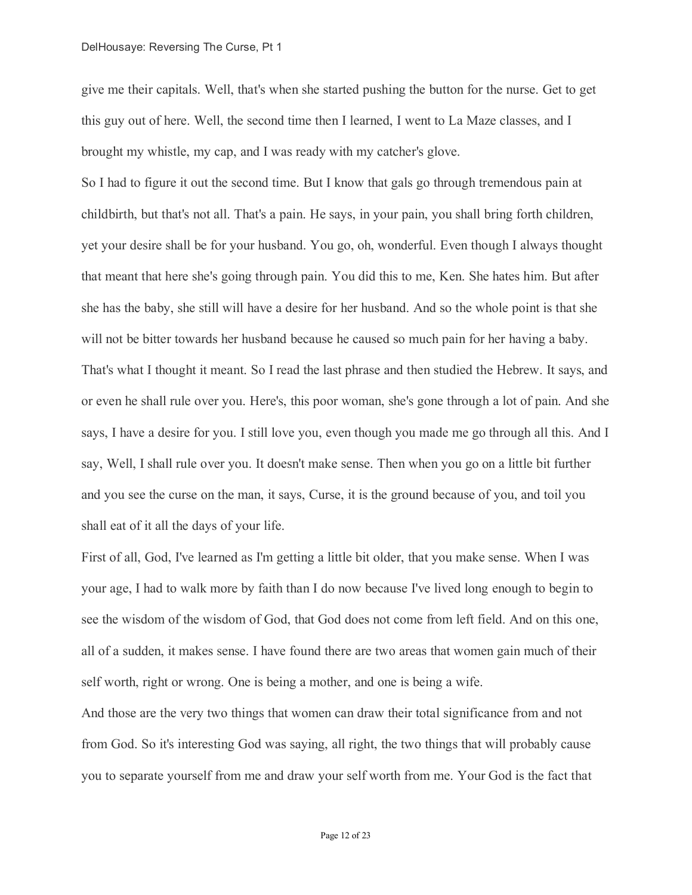give me their capitals. Well, that's when she started pushing the button for the nurse. Get to get this guy out of here. Well, the second time then I learned, I went to La Maze classes, and I brought my whistle, my cap, and I was ready with my catcher's glove.

So I had to figure it out the second time. But I know that gals go through tremendous pain at childbirth, but that's not all. That's a pain. He says, in your pain, you shall bring forth children, yet your desire shall be for your husband. You go, oh, wonderful. Even though I always thought that meant that here she's going through pain. You did this to me, Ken. She hates him. But after she has the baby, she still will have a desire for her husband. And so the whole point is that she will not be bitter towards her husband because he caused so much pain for her having a baby. That's what I thought it meant. So I read the last phrase and then studied the Hebrew. It says, and or even he shall rule over you. Here's, this poor woman, she's gone through a lot of pain. And she says, I have a desire for you. I still love you, even though you made me go through all this. And I say, Well, I shall rule over you. It doesn't make sense. Then when you go on a little bit further and you see the curse on the man, it says, Curse, it is the ground because of you, and toil you shall eat of it all the days of your life.

First of all, God, I've learned as I'm getting a little bit older, that you make sense. When I was your age, I had to walk more by faith than I do now because I've lived long enough to begin to see the wisdom of the wisdom of God, that God does not come from left field. And on this one, all of a sudden, it makes sense. I have found there are two areas that women gain much of their self worth, right or wrong. One is being a mother, and one is being a wife.

And those are the very two things that women can draw their total significance from and not from God. So it's interesting God was saying, all right, the two things that will probably cause you to separate yourself from me and draw your self worth from me. Your God is the fact that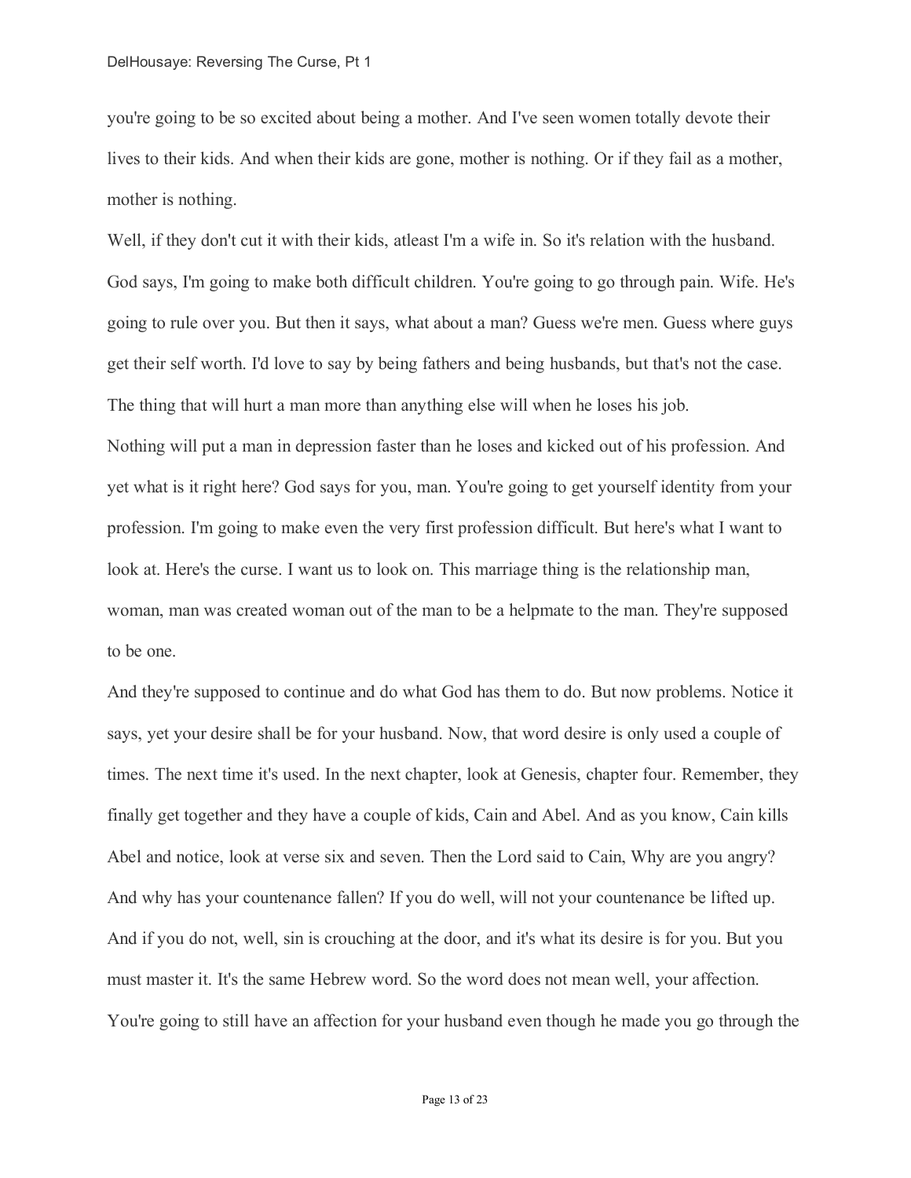you're going to be so excited about being a mother. And I've seen women totally devote their lives to their kids. And when their kids are gone, mother is nothing. Or if they fail as a mother, mother is nothing.

Well, if they don't cut it with their kids, atleast I'm a wife in. So it's relation with the husband. God says, I'm going to make both difficult children. You're going to go through pain. Wife. He's going to rule over you. But then it says, what about a man? Guess we're men. Guess where guys get their self worth. I'd love to say by being fathers and being husbands, but that's not the case. The thing that will hurt a man more than anything else will when he loses his job.

Nothing will put a man in depression faster than he loses and kicked out of his profession. And yet what is it right here? God says for you, man. You're going to get yourself identity from your profession. I'm going to make even the very first profession difficult. But here's what I want to look at. Here's the curse. I want us to look on. This marriage thing is the relationship man, woman, man was created woman out of the man to be a helpmate to the man. They're supposed to be one.

And they're supposed to continue and do what God has them to do. But now problems. Notice it says, yet your desire shall be for your husband. Now, that word desire is only used a couple of times. The next time it's used. In the next chapter, look at Genesis, chapter four. Remember, they finally get together and they have a couple of kids, Cain and Abel. And as you know, Cain kills Abel and notice, look at verse six and seven. Then the Lord said to Cain, Why are you angry? And why has your countenance fallen? If you do well, will not your countenance be lifted up. And if you do not, well, sin is crouching at the door, and it's what its desire is for you. But you must master it. It's the same Hebrew word. So the word does not mean well, your affection. You're going to still have an affection for your husband even though he made you go through the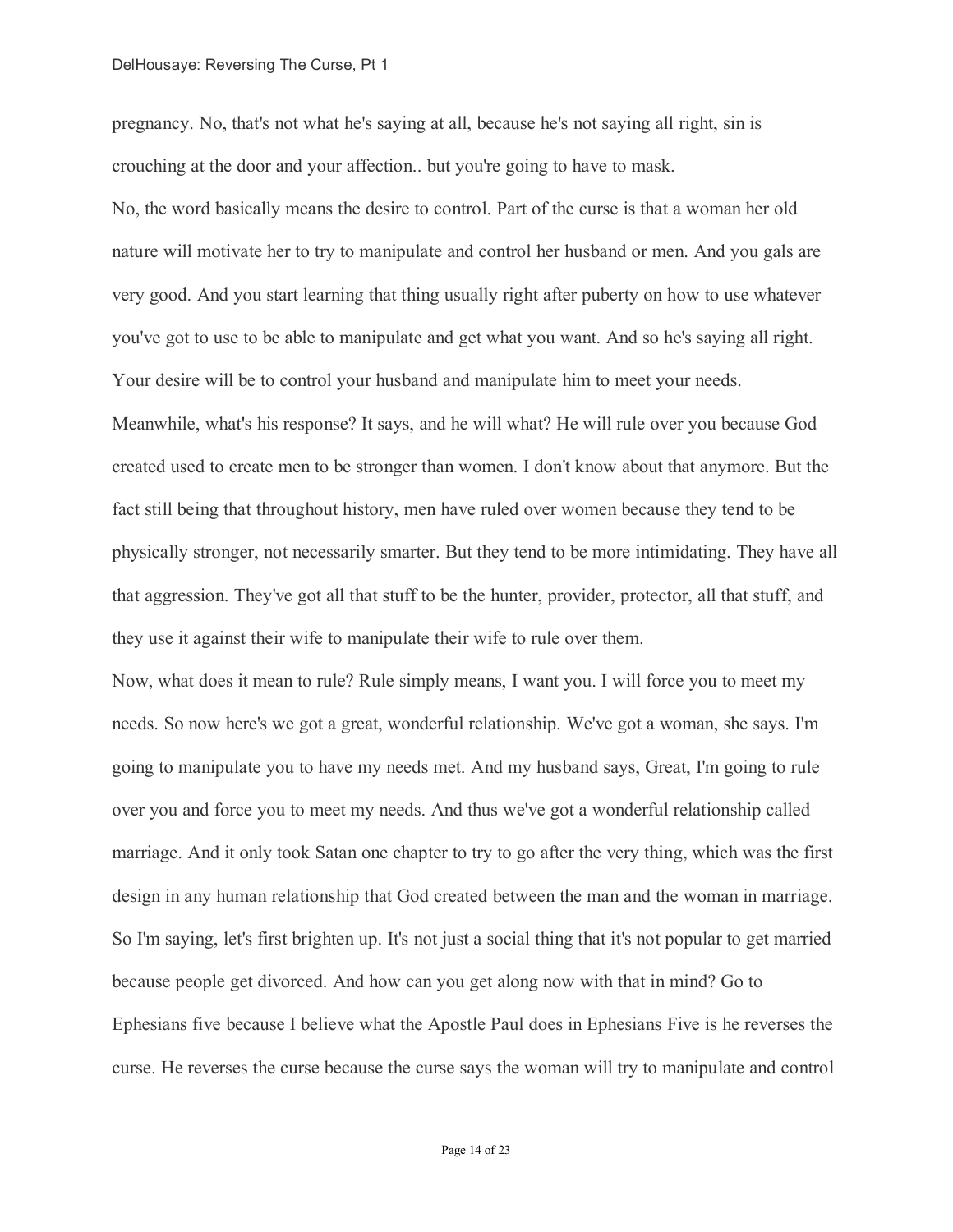pregnancy. No, that's not what he's saying at all, because he's not saying all right, sin is crouching at the door and your affection.. but you're going to have to mask.

No, the word basically means the desire to control. Part of the curse is that a woman her old nature will motivate her to try to manipulate and control her husband or men. And you gals are very good. And you start learning that thing usually right after puberty on how to use whatever you've got to use to be able to manipulate and get what you want. And so he's saying all right. Your desire will be to control your husband and manipulate him to meet your needs. Meanwhile, what's his response? It says, and he will what? He will rule over you because God created used to create men to be stronger than women. I don't know about that anymore. But the fact still being that throughout history, men have ruled over women because they tend to be physically stronger, not necessarily smarter. But they tend to be more intimidating. They have all that aggression. They've got all that stuff to be the hunter, provider, protector, all that stuff, and they use it against their wife to manipulate their wife to rule over them.

Now, what does it mean to rule? Rule simply means, I want you. I will force you to meet my needs. So now here's we got a great, wonderful relationship. We've got a woman, she says. I'm going to manipulate you to have my needs met. And my husband says, Great, I'm going to rule over you and force you to meet my needs. And thus we've got a wonderful relationship called marriage. And it only took Satan one chapter to try to go after the very thing, which was the first design in any human relationship that God created between the man and the woman in marriage. So I'm saying, let's first brighten up. It's not just a social thing that it's not popular to get married because people get divorced. And how can you get along now with that in mind? Go to Ephesians five because I believe what the Apostle Paul does in Ephesians Five is he reverses the curse. He reverses the curse because the curse says the woman will try to manipulate and control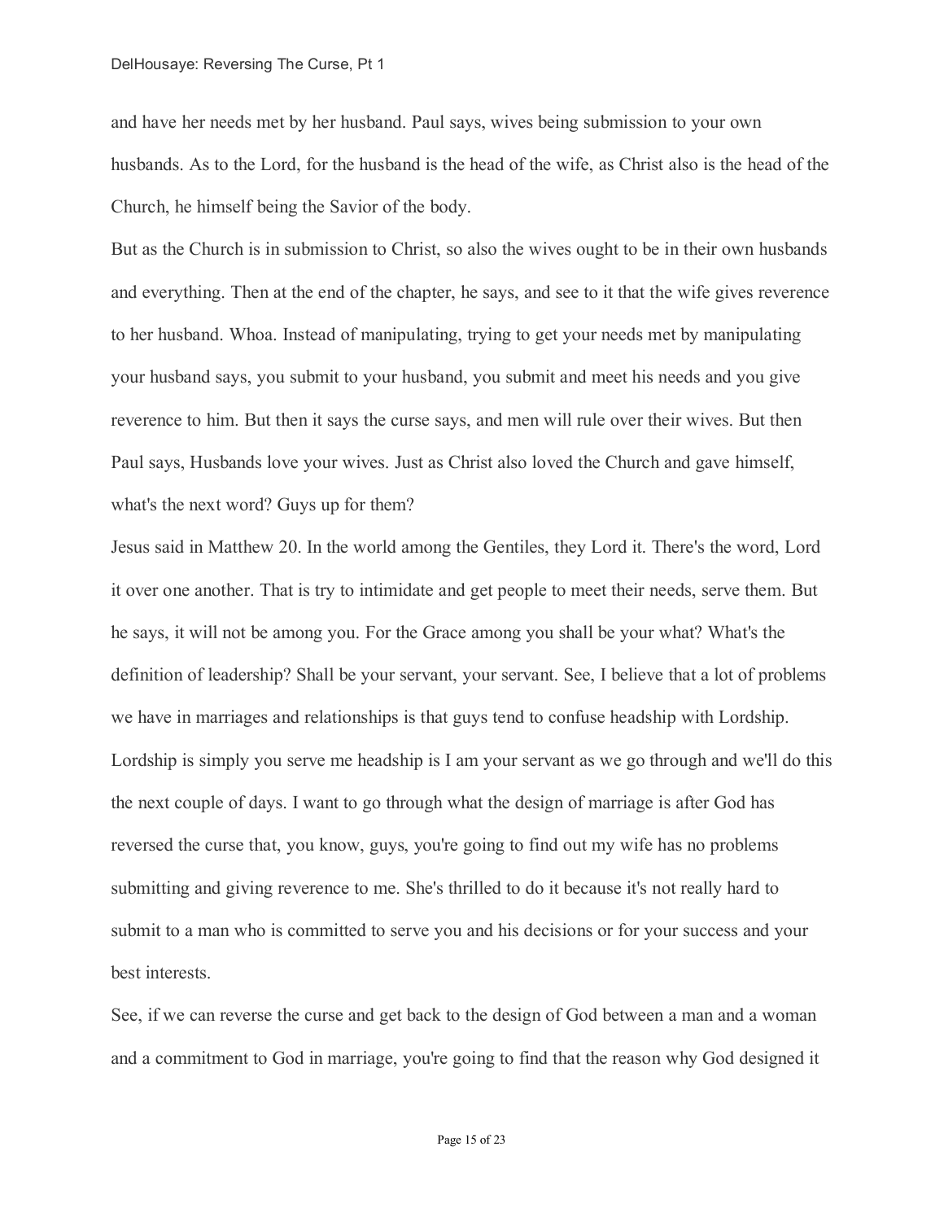and have her needs met by her husband. Paul says, wives being submission to your own husbands. As to the Lord, for the husband is the head of the wife, as Christ also is the head of the Church, he himself being the Savior of the body.

But as the Church is in submission to Christ, so also the wives ought to be in their own husbands and everything. Then at the end of the chapter, he says, and see to it that the wife gives reverence to her husband. Whoa. Instead of manipulating, trying to get your needs met by manipulating your husband says, you submit to your husband, you submit and meet his needs and you give reverence to him. But then it says the curse says, and men will rule over their wives. But then Paul says, Husbands love your wives. Just as Christ also loved the Church and gave himself, what's the next word? Guys up for them?

Jesus said in Matthew 20. In the world among the Gentiles, they Lord it. There's the word, Lord it over one another. That is try to intimidate and get people to meet their needs, serve them. But he says, it will not be among you. For the Grace among you shall be your what? What's the definition of leadership? Shall be your servant, your servant. See, I believe that a lot of problems we have in marriages and relationships is that guys tend to confuse headship with Lordship. Lordship is simply you serve me headship is I am your servant as we go through and we'll do this the next couple of days. I want to go through what the design of marriage is after God has reversed the curse that, you know, guys, you're going to find out my wife has no problems submitting and giving reverence to me. She's thrilled to do it because it's not really hard to submit to a man who is committed to serve you and his decisions or for your success and your best interests.

See, if we can reverse the curse and get back to the design of God between a man and a woman and a commitment to God in marriage, you're going to find that the reason why God designed it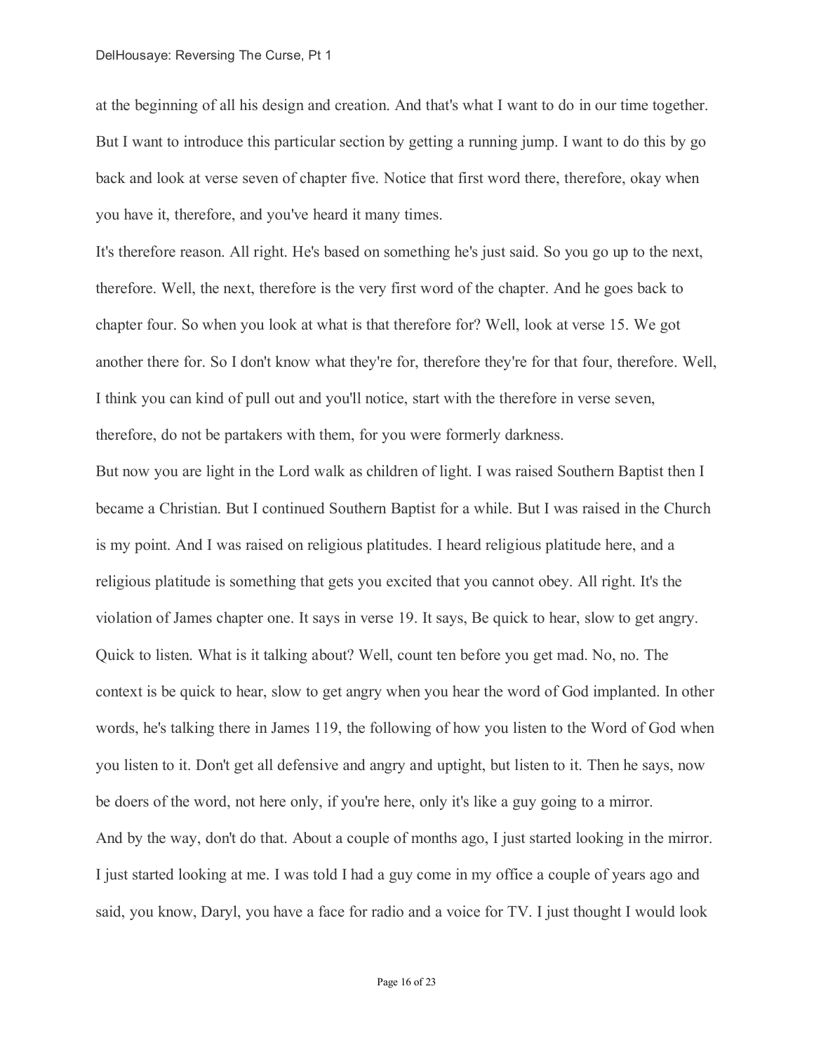at the beginning of all his design and creation. And that's what I want to do in our time together. But I want to introduce this particular section by getting a running jump. I want to do this by go back and look at verse seven of chapter five. Notice that first word there, therefore, okay when you have it, therefore, and you've heard it many times.

It's therefore reason. All right. He's based on something he's just said. So you go up to the next, therefore. Well, the next, therefore is the very first word of the chapter. And he goes back to chapter four. So when you look at what is that therefore for? Well, look at verse 15. We got another there for. So I don't know what they're for, therefore they're for that four, therefore. Well, I think you can kind of pull out and you'll notice, start with the therefore in verse seven, therefore, do not be partakers with them, for you were formerly darkness.

But now you are light in the Lord walk as children of light. I was raised Southern Baptist then I became a Christian. But I continued Southern Baptist for a while. But I was raised in the Church is my point. And I was raised on religious platitudes. I heard religious platitude here, and a religious platitude is something that gets you excited that you cannot obey. All right. It's the violation of James chapter one. It says in verse 19. It says, Be quick to hear, slow to get angry. Quick to listen. What is it talking about? Well, count ten before you get mad. No, no. The context is be quick to hear, slow to get angry when you hear the word of God implanted. In other words, he's talking there in James 119, the following of how you listen to the Word of God when you listen to it. Don't get all defensive and angry and uptight, but listen to it. Then he says, now be doers of the word, not here only, if you're here, only it's like a guy going to a mirror.

And by the way, don't do that. About a couple of months ago, I just started looking in the mirror. I just started looking at me. I was told I had a guy come in my office a couple of years ago and said, you know, Daryl, you have a face for radio and a voice for TV. I just thought I would look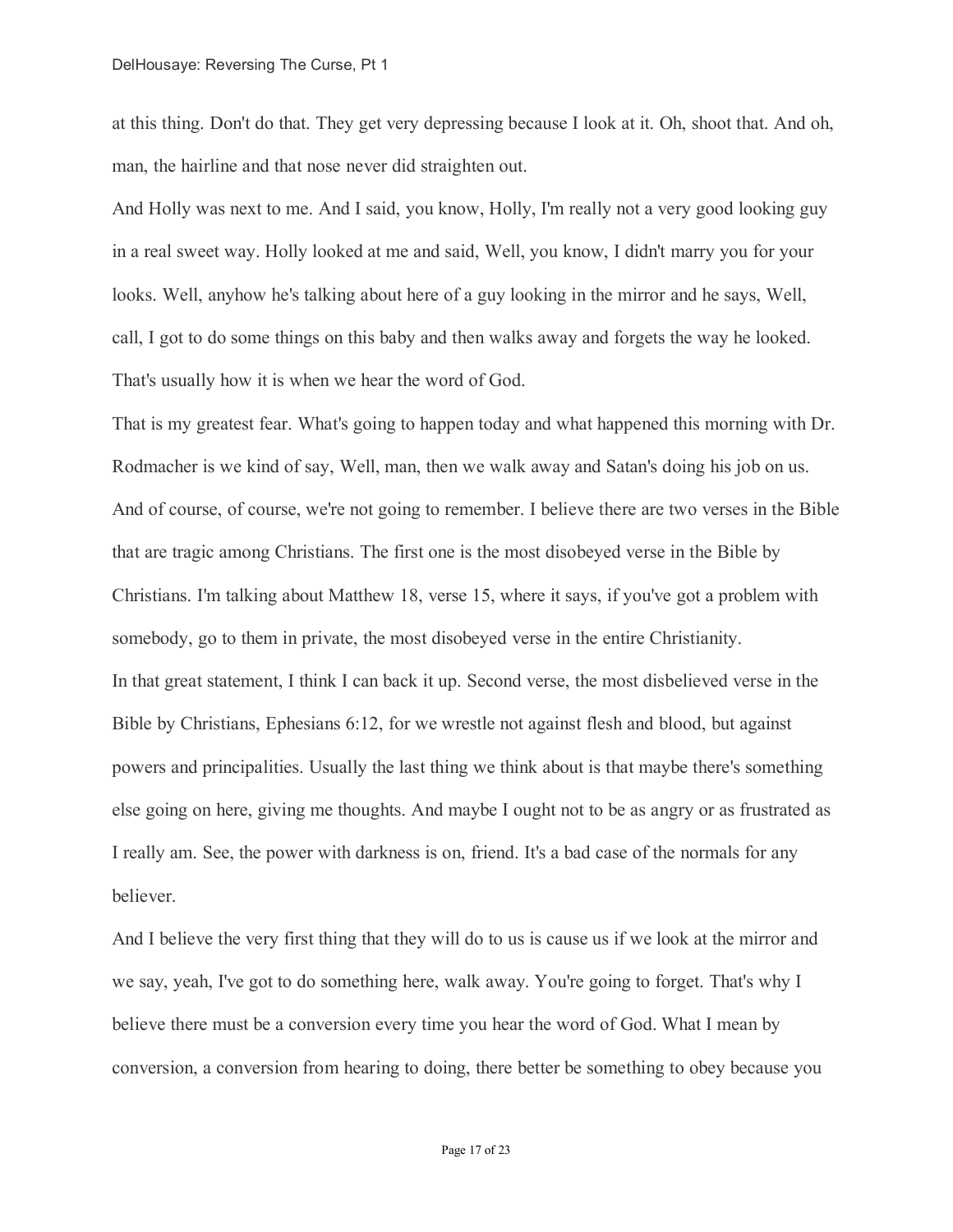at this thing. Don't do that. They get very depressing because I look at it. Oh, shoot that. And oh, man, the hairline and that nose never did straighten out.

And Holly was next to me. And I said, you know, Holly, I'm really not a very good looking guy in a real sweet way. Holly looked at me and said, Well, you know, I didn't marry you for your looks. Well, anyhow he's talking about here of a guy looking in the mirror and he says, Well, call, I got to do some things on this baby and then walks away and forgets the way he looked. That's usually how it is when we hear the word of God.

That is my greatest fear. What's going to happen today and what happened this morning with Dr. Rodmacher is we kind of say, Well, man, then we walk away and Satan's doing his job on us. And of course, of course, we're not going to remember. I believe there are two verses in the Bible that are tragic among Christians. The first one is the most disobeyed verse in the Bible by Christians. I'm talking about Matthew 18, verse 15, where it says, if you've got a problem with somebody, go to them in private, the most disobeyed verse in the entire Christianity.

In that great statement, I think I can back it up. Second verse, the most disbelieved verse in the Bible by Christians, Ephesians 6:12, for we wrestle not against flesh and blood, but against powers and principalities. Usually the last thing we think about is that maybe there's something else going on here, giving me thoughts. And maybe I ought not to be as angry or as frustrated as I really am. See, the power with darkness is on, friend. It's a bad case of the normals for any believer.

And I believe the very first thing that they will do to us is cause us if we look at the mirror and we say, yeah, I've got to do something here, walk away. You're going to forget. That's why I believe there must be a conversion every time you hear the word of God. What I mean by conversion, a conversion from hearing to doing, there better be something to obey because you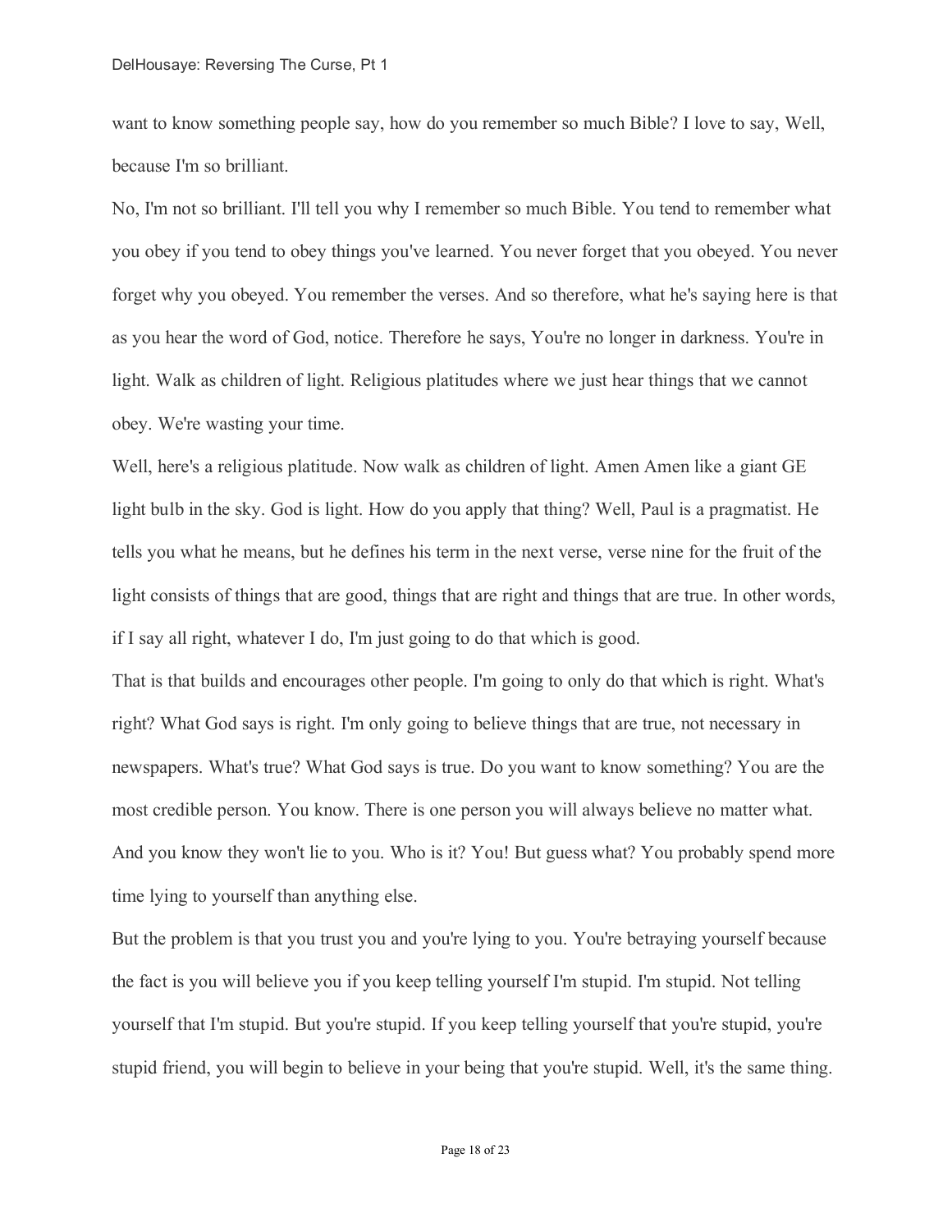want to know something people say, how do you remember so much Bible? I love to say, Well, because I'm so brilliant.

No, I'm not so brilliant. I'll tell you why I remember so much Bible. You tend to remember what you obey if you tend to obey things you've learned. You never forget that you obeyed. You never forget why you obeyed. You remember the verses. And so therefore, what he's saying here is that as you hear the word of God, notice. Therefore he says, You're no longer in darkness. You're in light. Walk as children of light. Religious platitudes where we just hear things that we cannot obey. We're wasting your time.

Well, here's a religious platitude. Now walk as children of light. Amen Amen like a giant GE light bulb in the sky. God is light. How do you apply that thing? Well, Paul is a pragmatist. He tells you what he means, but he defines his term in the next verse, verse nine for the fruit of the light consists of things that are good, things that are right and things that are true. In other words, if I say all right, whatever I do, I'm just going to do that which is good.

That is that builds and encourages other people. I'm going to only do that which is right. What's right? What God says is right. I'm only going to believe things that are true, not necessary in newspapers. What's true? What God says is true. Do you want to know something? You are the most credible person. You know. There is one person you will always believe no matter what. And you know they won't lie to you. Who is it? You! But guess what? You probably spend more time lying to yourself than anything else.

But the problem is that you trust you and you're lying to you. You're betraying yourself because the fact is you will believe you if you keep telling yourself I'm stupid. I'm stupid. Not telling yourself that I'm stupid. But you're stupid. If you keep telling yourself that you're stupid, you're stupid friend, you will begin to believe in your being that you're stupid. Well, it's the same thing.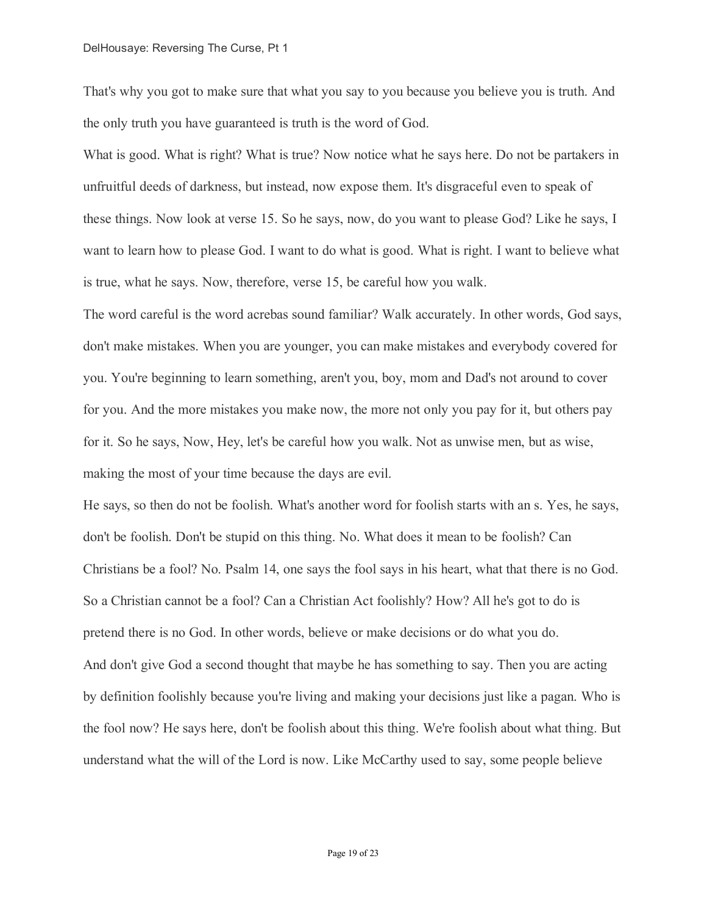That's why you got to make sure that what you say to you because you believe you is truth. And the only truth you have guaranteed is truth is the word of God.

What is good. What is right? What is true? Now notice what he says here. Do not be partakers in unfruitful deeds of darkness, but instead, now expose them. It's disgraceful even to speak of these things. Now look at verse 15. So he says, now, do you want to please God? Like he says, I want to learn how to please God. I want to do what is good. What is right. I want to believe what is true, what he says. Now, therefore, verse 15, be careful how you walk.

The word careful is the word acrebas sound familiar? Walk accurately. In other words, God says, don't make mistakes. When you are younger, you can make mistakes and everybody covered for you. You're beginning to learn something, aren't you, boy, mom and Dad's not around to cover for you. And the more mistakes you make now, the more not only you pay for it, but others pay for it. So he says, Now, Hey, let's be careful how you walk. Not as unwise men, but as wise, making the most of your time because the days are evil.

He says, so then do not be foolish. What's another word for foolish starts with an s. Yes, he says, don't be foolish. Don't be stupid on this thing. No. What does it mean to be foolish? Can Christians be a fool? No. Psalm 14, one says the fool says in his heart, what that there is no God. So a Christian cannot be a fool? Can a Christian Act foolishly? How? All he's got to do is pretend there is no God. In other words, believe or make decisions or do what you do.

And don't give God a second thought that maybe he has something to say. Then you are acting by definition foolishly because you're living and making your decisions just like a pagan. Who is the fool now? He says here, don't be foolish about this thing. We're foolish about what thing. But understand what the will of the Lord is now. Like McCarthy used to say, some people believe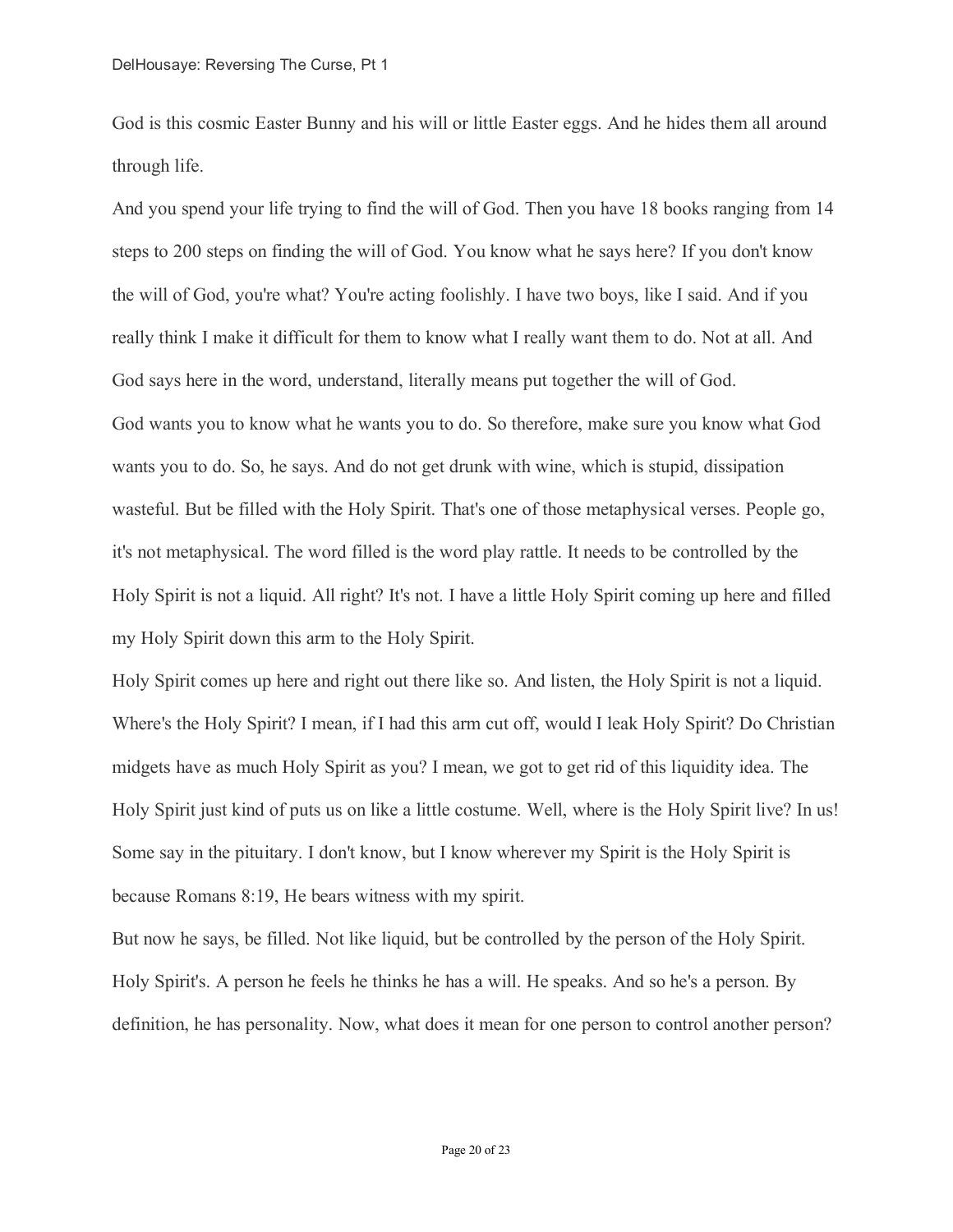God is this cosmic Easter Bunny and his will or little Easter eggs. And he hides them all around through life.

And you spend your life trying to find the will of God. Then you have 18 books ranging from 14 steps to 200 steps on finding the will of God. You know what he says here? If you don't know the will of God, you're what? You're acting foolishly. I have two boys, like I said. And if you really think I make it difficult for them to know what I really want them to do. Not at all. And God says here in the word, understand, literally means put together the will of God.

God wants you to know what he wants you to do. So therefore, make sure you know what God wants you to do. So, he says. And do not get drunk with wine, which is stupid, dissipation wasteful. But be filled with the Holy Spirit. That's one of those metaphysical verses. People go, it's not metaphysical. The word filled is the word play rattle. It needs to be controlled by the Holy Spirit is not a liquid. All right? It's not. I have a little Holy Spirit coming up here and filled my Holy Spirit down this arm to the Holy Spirit.

Holy Spirit comes up here and right out there like so. And listen, the Holy Spirit is not a liquid. Where's the Holy Spirit? I mean, if I had this arm cut off, would I leak Holy Spirit? Do Christian midgets have as much Holy Spirit as you? I mean, we got to get rid of this liquidity idea. The Holy Spirit just kind of puts us on like a little costume. Well, where is the Holy Spirit live? In us! Some say in the pituitary. I don't know, but I know wherever my Spirit is the Holy Spirit is because Romans 8:19, He bears witness with my spirit.

But now he says, be filled. Not like liquid, but be controlled by the person of the Holy Spirit. Holy Spirit's. A person he feels he thinks he has a will. He speaks. And so he's a person. By definition, he has personality. Now, what does it mean for one person to control another person?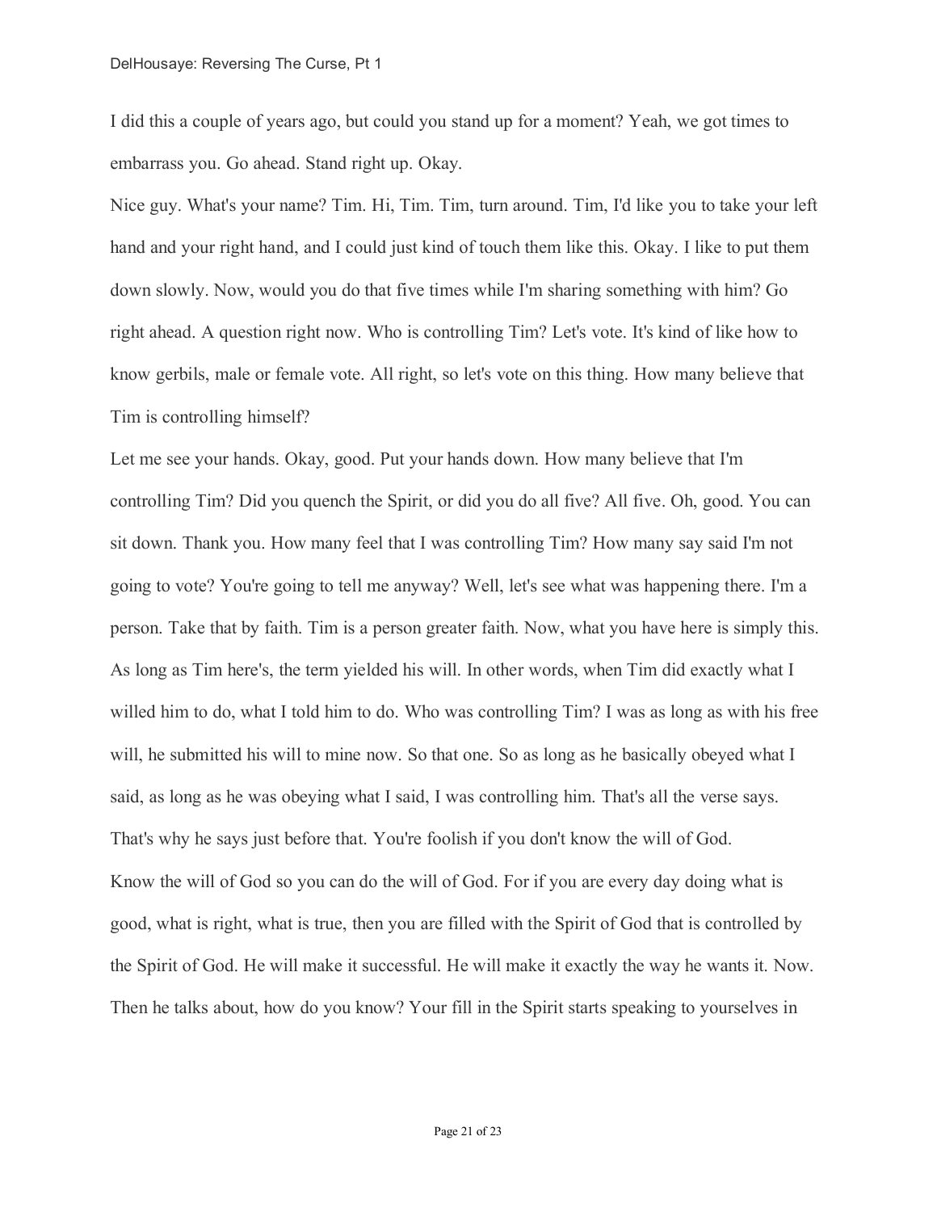I did this a couple of years ago, but could you stand up for a moment? Yeah, we got times to embarrass you. Go ahead. Stand right up. Okay.

Nice guy. What's your name? Tim. Hi, Tim. Tim, turn around. Tim, I'd like you to take your left hand and your right hand, and I could just kind of touch them like this. Okay. I like to put them down slowly. Now, would you do that five times while I'm sharing something with him? Go right ahead. A question right now. Who is controlling Tim? Let's vote. It's kind of like how to know gerbils, male or female vote. All right, so let's vote on this thing. How many believe that Tim is controlling himself?

Let me see your hands. Okay, good. Put your hands down. How many believe that I'm controlling Tim? Did you quench the Spirit, or did you do all five? All five. Oh, good. You can sit down. Thank you. How many feel that I was controlling Tim? How many say said I'm not going to vote? You're going to tell me anyway? Well, let's see what was happening there. I'm a person. Take that by faith. Tim is a person greater faith. Now, what you have here is simply this. As long as Tim here's, the term yielded his will. In other words, when Tim did exactly what I willed him to do, what I told him to do. Who was controlling Tim? I was as long as with his free will, he submitted his will to mine now. So that one. So as long as he basically obeyed what I said, as long as he was obeying what I said, I was controlling him. That's all the verse says. That's why he says just before that. You're foolish if you don't know the will of God.

Know the will of God so you can do the will of God. For if you are every day doing what is good, what is right, what is true, then you are filled with the Spirit of God that is controlled by the Spirit of God. He will make it successful. He will make it exactly the way he wants it. Now. Then he talks about, how do you know? Your fill in the Spirit starts speaking to yourselves in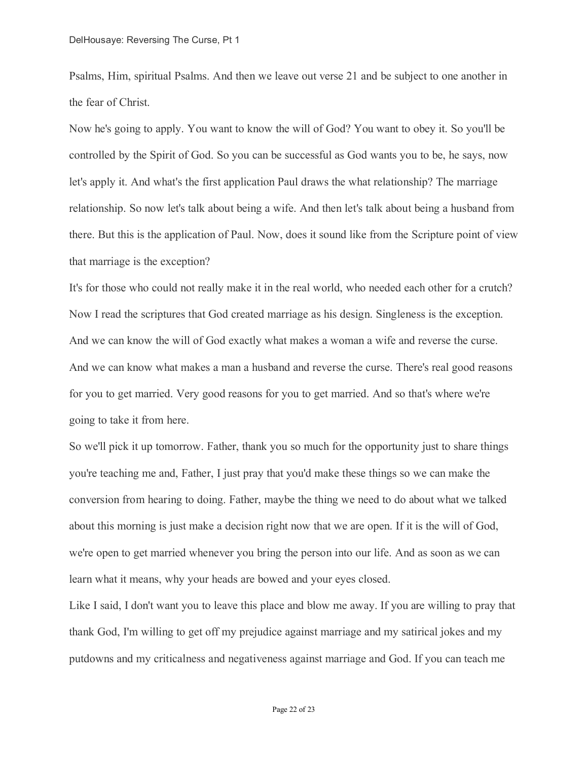Psalms, Him, spiritual Psalms. And then we leave out verse 21 and be subject to one another in the fear of Christ.

Now he's going to apply. You want to know the will of God? You want to obey it. So you'll be controlled by the Spirit of God. So you can be successful as God wants you to be, he says, now let's apply it. And what's the first application Paul draws the what relationship? The marriage relationship. So now let's talk about being a wife. And then let's talk about being a husband from there. But this is the application of Paul. Now, does it sound like from the Scripture point of view that marriage is the exception?

It's for those who could not really make it in the real world, who needed each other for a crutch? Now I read the scriptures that God created marriage as his design. Singleness is the exception. And we can know the will of God exactly what makes a woman a wife and reverse the curse. And we can know what makes a man a husband and reverse the curse. There's real good reasons for you to get married. Very good reasons for you to get married. And so that's where we're going to take it from here.

So we'll pick it up tomorrow. Father, thank you so much for the opportunity just to share things you're teaching me and, Father, I just pray that you'd make these things so we can make the conversion from hearing to doing. Father, maybe the thing we need to do about what we talked about this morning is just make a decision right now that we are open. If it is the will of God, we're open to get married whenever you bring the person into our life. And as soon as we can learn what it means, why your heads are bowed and your eyes closed.

Like I said, I don't want you to leave this place and blow me away. If you are willing to pray that thank God, I'm willing to get off my prejudice against marriage and my satirical jokes and my putdowns and my criticalness and negativeness against marriage and God. If you can teach me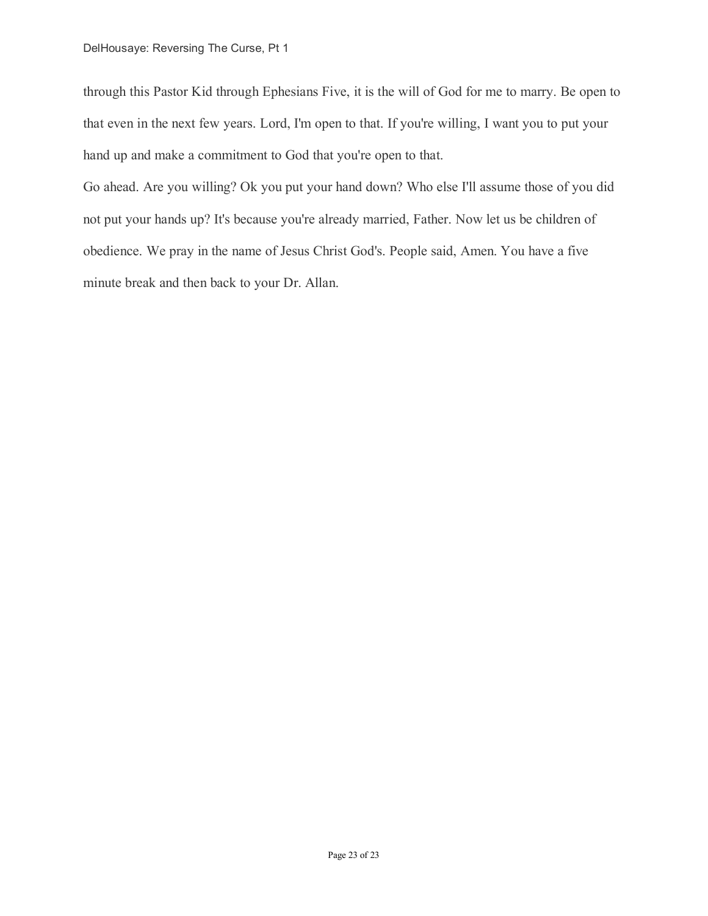through this Pastor Kid through Ephesians Five, it is the will of God for me to marry. Be open to that even in the next few years. Lord, I'm open to that. If you're willing, I want you to put your hand up and make a commitment to God that you're open to that.

Go ahead. Are you willing? Ok you put your hand down? Who else I'll assume those of you did not put your hands up? It's because you're already married, Father. Now let us be children of obedience. We pray in the name of Jesus Christ God's. People said, Amen. You have a five minute break and then back to your Dr. Allan.